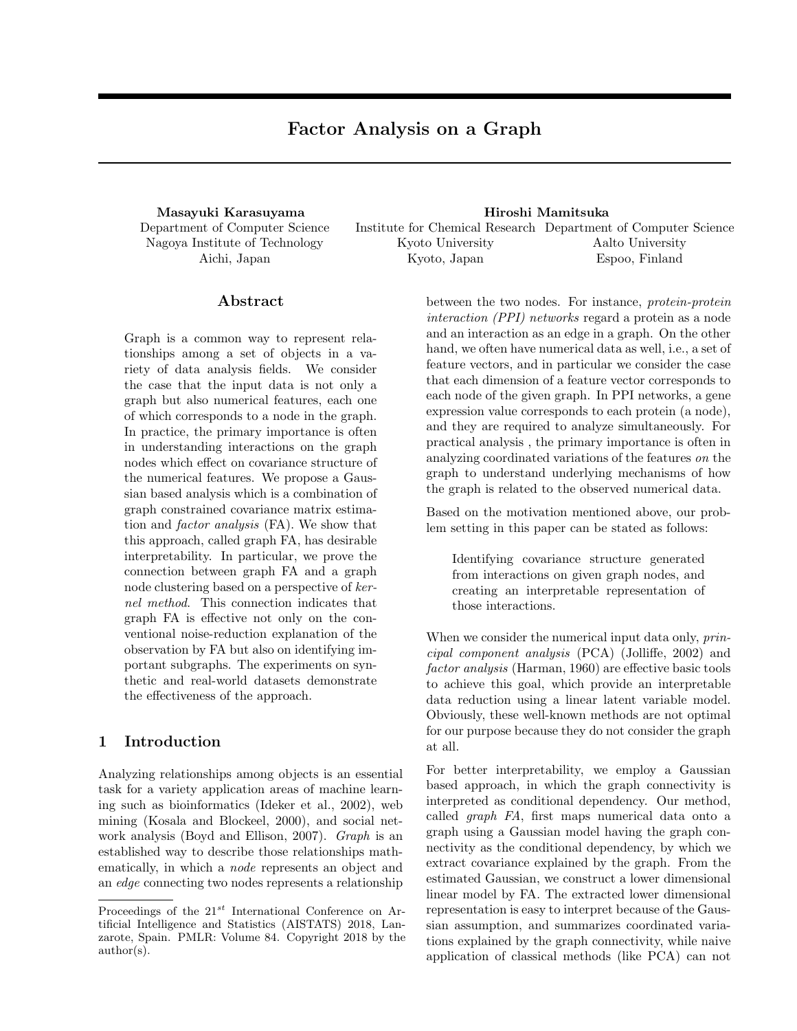# Factor Analysis on a Graph

**Masayuki Karasuyama**
Department of Computer Science
Nagoya Institute of Technology
Aichi, Japan

**Hiroshi Mamitsuka**
Institute for Chemical Research
Kyoto University
Kyoto, Japan

Department of Computer Science
Aalto University
Espoo, Finland

## Abstract

Graph is a common way to represent relationships among a set of objects in a variety of data analysis fields. We consider the case that the input data is not only a graph but also numerical features, each one of which corresponds to a node in the graph. In practice, the primary importance is often in understanding interactions on the graph nodes which effect on covariance structure of the numerical features. We propose a Gaussian based analysis which is a combination of graph constrained covariance matrix estimation and *factor analysis* (FA). We show that this approach, called graph FA, has desirable interpretability. In particular, we prove the connection between graph FA and a graph node clustering based on a perspective of *kernel method*. This connection indicates that graph FA is effective not only on the conventional noise-reduction explanation of the observation by FA but also on identifying important subgraphs. The experiments on synthetic and real-world datasets demonstrate the effectiveness of the approach.

## 1 Introduction

Analyzing relationships among objects is an essential task for a variety application areas of machine learning such as bioinformatics (Ideker et al., 2002), web mining (Kosala and Blockeel, 2000), and social network analysis (Boyd and Ellison, 2007). *Graph* is an established way to describe those relationships mathematically, in which a *node* represents an object and an *edge* connecting two nodes represents a relationship between the two nodes. For instance, *protein-protein interaction (PPI) networks* regard a protein as a node and an interaction as an edge in a graph. On the other hand, we often have numerical data as well, i.e., a set of feature vectors, and in particular we consider the case that each dimension of a feature vector corresponds to each node of the given graph. In PPI networks, a gene expression value corresponds to each protein (a node), and they are required to analyze simultaneously. For practical analysis , the primary importance is often in analyzing coordinated variations of the features *on* the graph to understand underlying mechanisms of how the graph is related to the observed numerical data.

Based on the motivation mentioned above, our problem setting in this paper can be stated as follows:

> Identifying covariance structure generated from interactions on given graph nodes, and creating an interpretable representation of those interactions.

When we consider the numerical input data only, *principal component analysis* (PCA) (Jolliffe, 2002) and *factor analysis* (Harman, 1960) are effective basic tools to achieve this goal, which provide an interpretable data reduction using a linear latent variable model. Obviously, these well-known methods are not optimal for our purpose because they do not consider the graph at all.

For better interpretability, we employ a Gaussian based approach, in which the graph connectivity is interpreted as conditional dependency. Our method, called *graph FA*, first maps numerical data onto a graph using a Gaussian model having the graph connectivity as the conditional dependency, by which we extract covariance explained by the graph. From the estimated Gaussian, we construct a lower dimensional linear model by FA. The extracted lower dimensional representation is easy to interpret because of the Gaussian assumption, and summarizes coordinated variations explained by the graph connectivity, while naive application of classical methods (like PCA) can not

---

Proceedings of the $21^{st}$ International Conference on Artificial Intelligence and Statistics (AISTATS) 2018, Lanzarote, Spain. PMLR: Volume 84. Copyright 2018 by the author(s).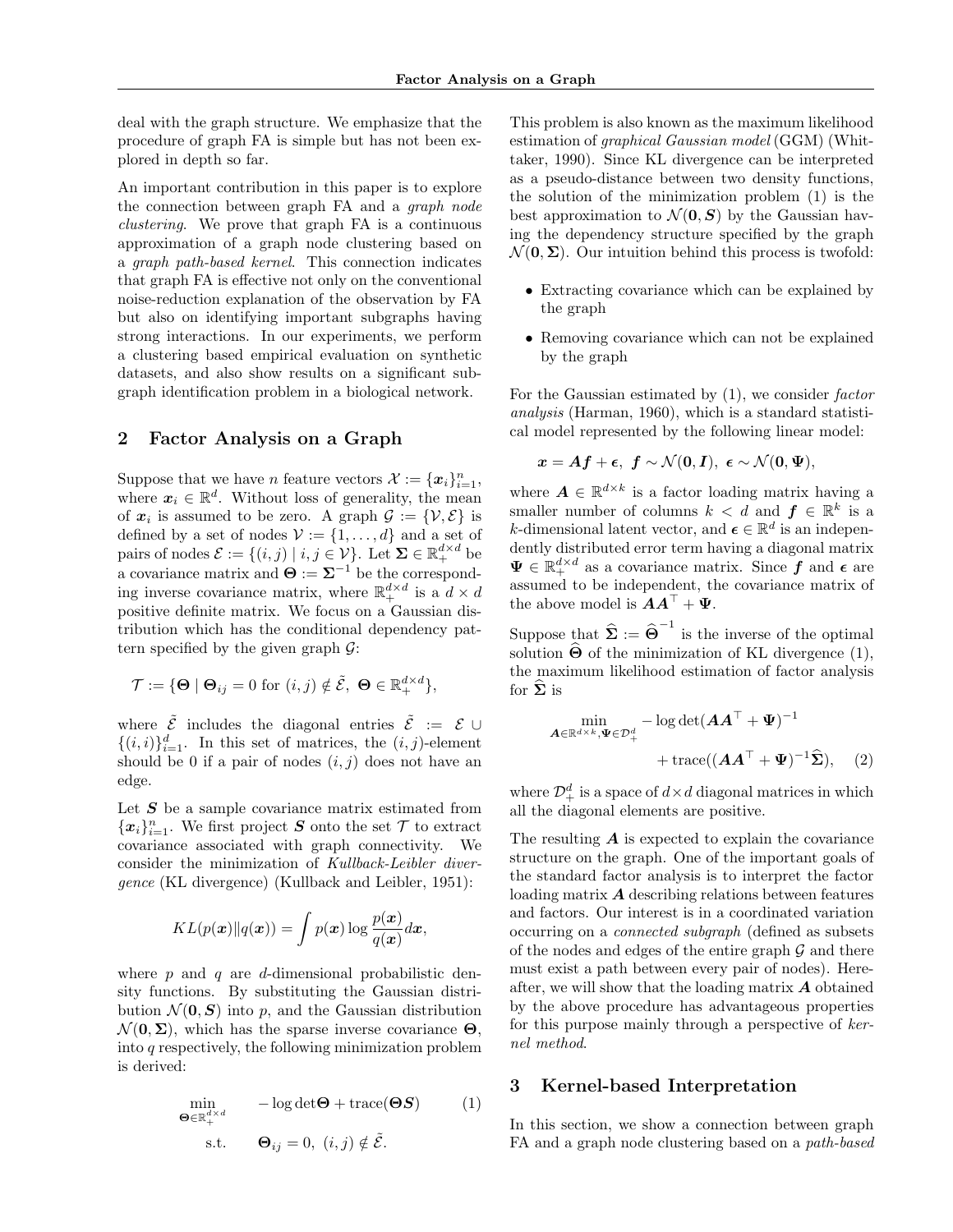deal with the graph structure. We emphasize that the procedure of graph FA is simple but has not been explored in depth so far.

An important contribution in this paper is to explore the connection between graph FA and a *graph node clustering*. We prove that graph FA is a continuous approximation of a graph node clustering based on a *graph path-based kernel*. This connection indicates that graph FA is effective not only on the conventional noise-reduction explanation of the observation by FA but also on identifying important subgraphs having strong interactions. In our experiments, we perform a clustering based empirical evaluation on synthetic datasets, and also show results on a significant subgraph identification problem in a biological network.

## 2 Factor Analysis on a Graph

Suppose that we have $n$ feature vectors $\mathcal{X} := \{\boldsymbol{x}_i\}_{i=1}^n$, where $\boldsymbol{x}_i \in \mathbb{R}^d$. Without loss of generality, the mean of $\boldsymbol{x}_i$ is assumed to be zero. A graph $\mathcal{G} := \{\mathcal{V}, \mathcal{E}\}$ is defined by a set of nodes $\mathcal{V} := \{1, \ldots, d\}$ and a set of pairs of nodes $\mathcal{E} := \{(i,j) \mid i, j \in \mathcal{V}\}$. Let $\boldsymbol{\Sigma} \in \mathbb{R}_+^{d\times d}$ be a covariance matrix and $\boldsymbol{\Theta} := \boldsymbol{\Sigma}^{-1}$ be the corresponding inverse covariance matrix, where $\mathbb{R}_+^{d\times d}$ is a $d \times d$ positive definite matrix. We focus on a Gaussian distribution which has the conditional dependency pattern specified by the given graph $\mathcal{G}$:

$$\mathcal{T} = \{\boldsymbol{\Theta} \mid \boldsymbol{\Theta}_{ij} = 0 \text{ for } (i,j) \notin \tilde{\mathcal{E}},\ \boldsymbol{\Theta} \in \mathbb{R}_+^{d\times d}\},$$

where $\tilde{\mathcal{E}}$ includes the diagonal entries $\tilde{\mathcal{E}} := \mathcal{E} \cup \{(i,i)\}_{i=1}^d$. In this set of matrices, the $(i,j)$-element should be 0 if a pair of nodes $(i,j)$ does not have an edge.

Let $\boldsymbol{S}$ be a sample covariance matrix estimated from $\{\boldsymbol{x}_i\}_{i=1}^n$. We first project $\boldsymbol{S}$ onto the set $\mathcal{T}$ to extract covariance associated with graph connectivity. We consider the minimization of *Kullback-Leibler divergence* (KL divergence) (Kullback and Leibler, 1951):

$$KL(p(\boldsymbol{x})\|q(\boldsymbol{x})) = \int p(\boldsymbol{x}) \log \frac{p(\boldsymbol{x})}{q(\boldsymbol{x})} d\boldsymbol{x},$$

where $p$ and $q$ are $d$-dimensional probabilistic density functions. By substituting the Gaussian distribution $\mathcal{N}(\boldsymbol{0}, \boldsymbol{S})$ into $p$, and the Gaussian distribution $\mathcal{N}(\boldsymbol{0}, \boldsymbol{\Sigma})$, which has the sparse inverse covariance $\boldsymbol{\Theta}$, into $q$ respectively, the following minimization problem is derived:

$$\begin{aligned} \min_{\boldsymbol{\Theta} \in \mathbb{R}_+^{d\times d}} \quad & -\log\det\boldsymbol{\Theta} + \mathrm{trace}(\boldsymbol{\Theta}\boldsymbol{S}) \\ \text{s.t.} \quad & \boldsymbol{\Theta}_{ij} = 0,\ (i,j) \notin \tilde{\mathcal{E}}. \end{aligned} \tag{1}$$

This problem is also known as the maximum likelihood estimation of *graphical Gaussian model* (GGM) (Whittaker, 1990). Since KL divergence can be interpreted as a pseudo-distance between two density functions, the solution of the minimization problem (1) is the best approximation to $\mathcal{N}(\boldsymbol{0}, \boldsymbol{S})$ by the Gaussian having the dependency structure specified by the graph $\mathcal{N}(\boldsymbol{0}, \boldsymbol{\Sigma})$. Our intuition behind this process is twofold:

- Extracting covariance which can be explained by the graph
- Removing covariance which can not be explained by the graph

For the Gaussian estimated by (1), we consider *factor analysis* (Harman, 1960), which is a standard statistical model represented by the following linear model:

$$\boldsymbol{x} = \boldsymbol{A}\boldsymbol{f} + \boldsymbol{\epsilon},\ \boldsymbol{f} \sim \mathcal{N}(\boldsymbol{0}, \boldsymbol{I}),\ \boldsymbol{\epsilon} \sim \mathcal{N}(\boldsymbol{0}, \boldsymbol{\Psi}),$$

where $\boldsymbol{A} \in \mathbb{R}^{d\times k}$ is a factor loading matrix having a smaller number of columns $k < d$ and $\boldsymbol{f} \in \mathbb{R}^k$ is a $k$-dimensional latent vector, and $\boldsymbol{\epsilon} \in \mathbb{R}^d$ is an independently distributed error term having a diagonal matrix $\boldsymbol{\Psi} \in \mathbb{R}_+^{d\times d}$ as a covariance matrix. Since $\boldsymbol{f}$ and $\boldsymbol{\epsilon}$ are assumed to be independent, the covariance matrix of the above model is $\boldsymbol{A}\boldsymbol{A}^\top + \boldsymbol{\Psi}$.

Suppose that $\widehat{\boldsymbol{\Sigma}} := \widehat{\boldsymbol{\Theta}}^{-1}$ is the inverse of the optimal solution $\widehat{\boldsymbol{\Theta}}$ of the minimization of KL divergence (1), the maximum likelihood estimation of factor analysis for $\widehat{\boldsymbol{\Sigma}}$ is

$$\min_{\boldsymbol{A}\in\mathbb{R}^{d\times k}, \boldsymbol{\Psi}\in\mathcal{D}_+^d} -\log\det(\boldsymbol{A}\boldsymbol{A}^\top + \boldsymbol{\Psi})^{-1} + \mathrm{trace}((\boldsymbol{A}\boldsymbol{A}^\top + \boldsymbol{\Psi})^{-1}\widehat{\boldsymbol{\Sigma}}), \tag{2}$$

where $\mathcal{D}_+^d$ is a space of $d \times d$ diagonal matrices in which all the diagonal elements are positive.

The resulting $\boldsymbol{A}$ is expected to explain the covariance structure on the graph. One of the important goals of the standard factor analysis is to interpret the factor loading matrix $\boldsymbol{A}$ describing relations between features and factors. Our interest is in a coordinated variation occurring on a *connected subgraph* (defined as subsets of the nodes and edges of the entire graph $\mathcal{G}$ and there must exist a path between every pair of nodes). Hereafter, we will show that the loading matrix $\boldsymbol{A}$ obtained by the above procedure has advantageous properties for this purpose mainly through a perspective of *kernel method*.

## 3 Kernel-based Interpretation

In this section, we show a connection between graph FA and a graph node clustering based on a *path-based*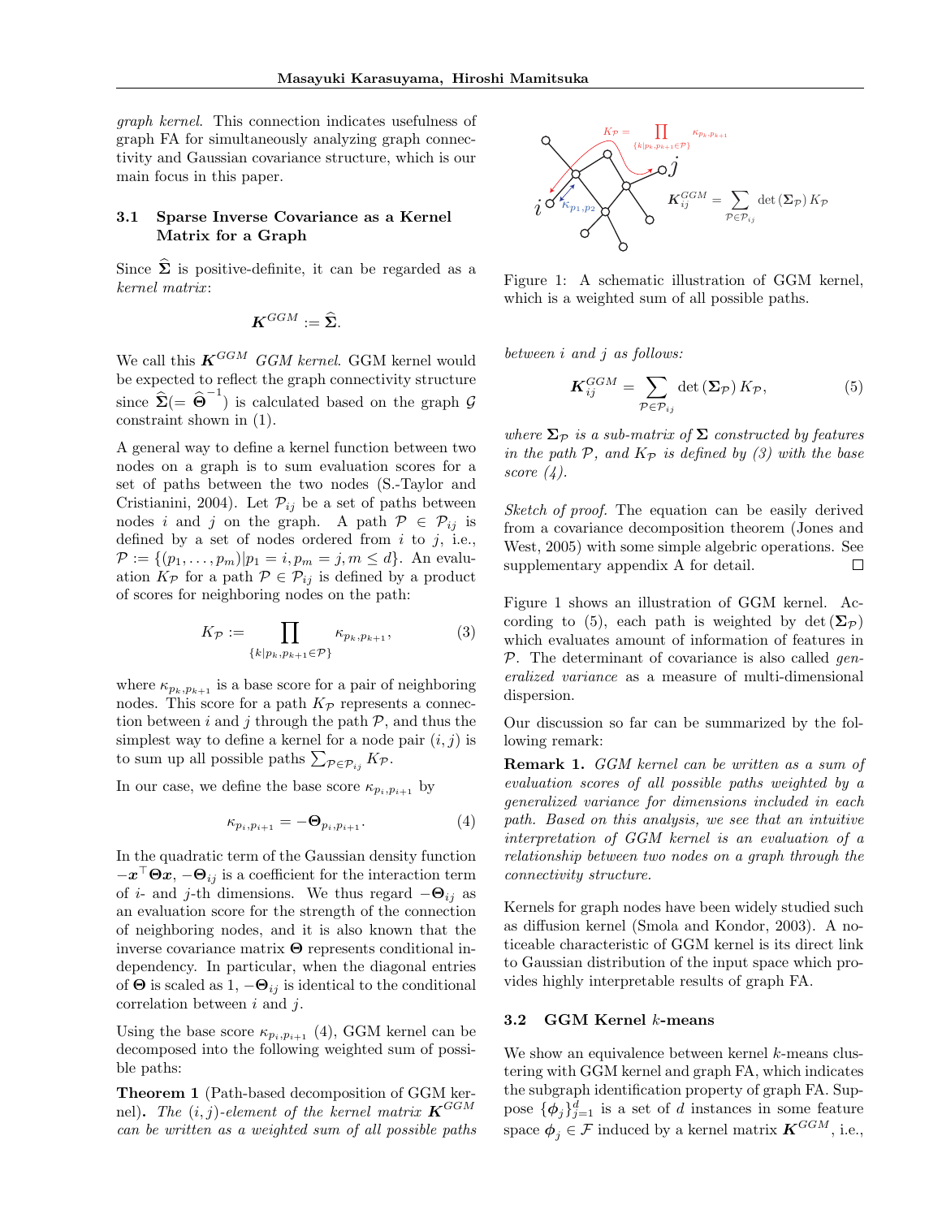*graph kernel*. This connection indicates usefulness of graph FA for simultaneously analyzing graph connectivity and Gaussian covariance structure, which is our main focus in this paper.

### 3.1 Sparse Inverse Covariance as a Kernel Matrix for a Graph

Since $\widehat{\boldsymbol{\Sigma}}$ is positive-definite, it can be regarded as a *kernel matrix*:

$$\boldsymbol{K}^{GGM} := \widehat{\boldsymbol{\Sigma}}.$$

We call this $\boldsymbol{K}^{GGM}$ *GGM kernel*. GGM kernel would be expected to reflect the graph connectivity structure since $\widehat{\boldsymbol{\Sigma}}(= \widehat{\boldsymbol{\Theta}}^{-1})$ is calculated based on the graph $\mathcal{G}$ constraint shown in (1).

A general way to define a kernel function between two nodes on a graph is to sum evaluation scores for a set of paths between the two nodes (S.-Taylor and Cristianini, 2004). Let $\mathcal{P}_{ij}$ be a set of paths between nodes $i$ and $j$ on the graph. A path $\mathcal{P} \in \mathcal{P}_{ij}$ is defined by a set of nodes ordered from $i$ to $j$, i.e., $\mathcal{P} := \{(p_1, \ldots, p_m) | p_1 = i, p_m = j, m \leq d\}$. An evaluation $K_{\mathcal{P}}$ for a path $\mathcal{P} \in \mathcal{P}_{ij}$ is defined by a product of scores for neighboring nodes on the path:

$$K_{\mathcal{P}} := \prod_{\{k | p_k, p_{k+1} \in \mathcal{P}\}} \kappa_{p_k, p_{k+1}}, \tag{3}$$

where $\kappa_{p_k, p_{k+1}}$ is a base score for a pair of neighboring nodes. This score for a path $K_{\mathcal{P}}$ represents a connection between $i$ and $j$ through the path $\mathcal{P}$, and thus the simplest way to define a kernel for a node pair $(i, j)$ is to sum up all possible paths $\sum_{\mathcal{P} \in \mathcal{P}_{ij}} K_{\mathcal{P}}$.

In our case, we define the base score $\kappa_{p_i, p_{i+1}}$ by

$$\kappa_{p_i, p_{i+1}} = -\boldsymbol{\Theta}_{p_i, p_{i+1}}. \tag{4}$$

In the quadratic term of the Gaussian density function $-\boldsymbol{x}^\top \boldsymbol{\Theta} \boldsymbol{x}$, $-\boldsymbol{\Theta}_{ij}$ is a coefficient for the interaction term of $i$- and $j$-th dimensions. We thus regard $-\boldsymbol{\Theta}_{ij}$ as an evaluation score for the strength of the connection of neighboring nodes, and it is also known that the inverse covariance matrix $\boldsymbol{\Theta}$ represents conditional independency. In particular, when the diagonal entries of $\boldsymbol{\Theta}$ is scaled as 1, $-\boldsymbol{\Theta}_{ij}$ is identical to the conditional correlation between $i$ and $j$.

Using the base score $\kappa_{p_i, p_{i+1}}$ (4), GGM kernel can be decomposed into the following weighted sum of possible paths:

**Theorem 1** (Path-based decomposition of GGM kernel)**.** *The $(i, j)$-element of the kernel matrix $\boldsymbol{K}^{GGM}$ can be written as a weighted sum of all possible paths between $i$ and $j$ as follows:*

$$\boldsymbol{K}^{GGM}_{ij} = \sum_{\mathcal{P} \in \mathcal{P}_{ij}} \det(\boldsymbol{\Sigma}_{\mathcal{P}}) K_{\mathcal{P}}, \tag{5}$$

*where $\boldsymbol{\Sigma}_{\mathcal{P}}$ is a sub-matrix of $\boldsymbol{\Sigma}$ constructed by features in the path $\mathcal{P}$, and $K_{\mathcal{P}}$ is defined by (3) with the base score (4).*

*Sketch of proof.* The equation can be easily derived from a covariance decomposition theorem (Jones and West, 2005) with some simple algebric operations. See supplementary appendix A for detail. □

Figure 1: A schematic illustration of GGM kernel, which is a weighted sum of all possible paths.

Figure 1 shows an illustration of GGM kernel. According to (5), each path is weighted by $\det(\boldsymbol{\Sigma}_{\mathcal{P}})$ which evaluates amount of information of features in $\mathcal{P}$. The determinant of covariance is also called *generalized variance* as a measure of multi-dimensional dispersion.

Our discussion so far can be summarized by the following remark:

**Remark 1.** *GGM kernel can be written as a sum of evaluation scores of all possible paths weighted by a generalized variance for dimensions included in each path. Based on this analysis, we see that an intuitive interpretation of GGM kernel is an evaluation of a relationship between two nodes on a graph through the connectivity structure.*

Kernels for graph nodes have been widely studied such as diffusion kernel (Smola and Kondor, 2003). A noticeable characteristic of GGM kernel is its direct link to Gaussian distribution of the input space which provides highly interpretable results of graph FA.

### 3.2 GGM Kernel $k$-means

We show an equivalence between kernel $k$-means clustering with GGM kernel and graph FA, which indicates the subgraph identification property of graph FA. Suppose $\{\boldsymbol{\phi}_j\}_{j=1}^d$ is a set of $d$ instances in some feature space $\boldsymbol{\phi}_j \in \mathcal{F}$ induced by a kernel matrix $\boldsymbol{K}^{GGM}$, i.e.,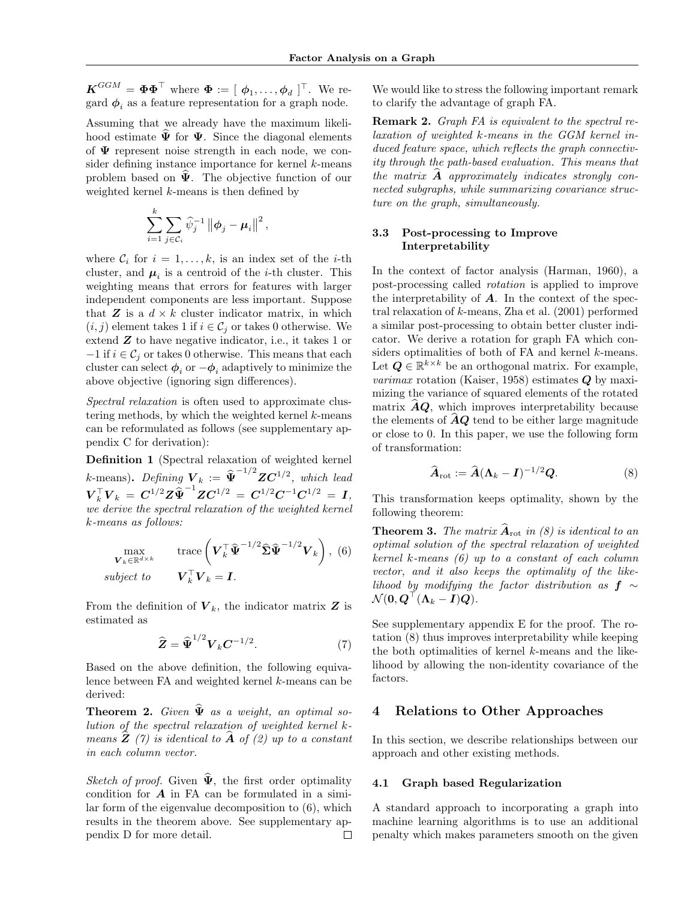$\boldsymbol{K}^{GGM} = \boldsymbol{\Phi}\boldsymbol{\Phi}^\top$ where $\boldsymbol{\Phi} := [\ \boldsymbol{\phi}_1, \ldots, \boldsymbol{\phi}_d\ ]^\top$. We regard $\boldsymbol{\phi}_i$ as a feature representation for a graph node.

Assuming that we already have the maximum likelihood estimate $\widehat{\boldsymbol{\Psi}}$ for $\boldsymbol{\Psi}$. Since the diagonal elements of $\boldsymbol{\Psi}$ represent noise strength in each node, we consider defining instance importance for kernel $k$-means problem based on $\widehat{\boldsymbol{\Psi}}$. The objective function of our weighted kernel $k$-means is then defined by

$$\sum_{i=1}^{k} \sum_{j \in \mathcal{C}_i} \widehat{\psi}_j^{-1} \left\| \boldsymbol{\phi}_j - \boldsymbol{\mu}_i \right\|^2,$$

where $\mathcal{C}_i$ for $i = 1, \ldots, k$, is an index set of the $i$-th cluster, and $\boldsymbol{\mu}_i$ is a centroid of the $i$-th cluster. This weighting means that errors for features with larger independent components are less important. Suppose that $\boldsymbol{Z}$ is a $d \times k$ cluster indicator matrix, in which $(i, j)$ element takes 1 if $i \in \mathcal{C}_j$ or takes 0 otherwise. We extend $\boldsymbol{Z}$ to have negative indicator, i.e., it takes 1 or $-1$ if $i \in \mathcal{C}_j$ or takes 0 otherwise. This means that each cluster can select $\boldsymbol{\phi}_i$ or $-\boldsymbol{\phi}_i$ adaptively to minimize the above objective (ignoring sign differences).

*Spectral relaxation* is often used to approximate clustering methods, by which the weighted kernel $k$-means can be reformulated as follows (see supplementary appendix C for derivation):

**Definition 1** (Spectral relaxation of weighted kernel $k$-means). *Defining $\boldsymbol{V}_k := \widehat{\boldsymbol{\Psi}}^{-1/2}\boldsymbol{Z}\boldsymbol{C}^{1/2}$, which lead $\boldsymbol{V}_k^\top \boldsymbol{V}_k = \boldsymbol{C}^{1/2}\boldsymbol{Z}\widehat{\boldsymbol{\Psi}}^{-1}\boldsymbol{Z}\boldsymbol{C}^{1/2} = \boldsymbol{C}^{1/2}\boldsymbol{C}^{-1}\boldsymbol{C}^{1/2} = \boldsymbol{I}$, we derive the spectral relaxation of the weighted kernel $k$-means as follows:*

$$\begin{aligned} \max_{\boldsymbol{V}_k \in \mathbb{R}^{d \times k}} \quad & \operatorname{trace}\left(\boldsymbol{V}_k^\top \widehat{\boldsymbol{\Psi}}^{-1/2} \widehat{\boldsymbol{\Sigma}} \widehat{\boldsymbol{\Psi}}^{-1/2} \boldsymbol{V}_k\right), \quad (6) \\ \text{subject to} \quad & \boldsymbol{V}_k^\top \boldsymbol{V}_k = \boldsymbol{I}. \end{aligned}$$

From the definition of $\boldsymbol{V}_k$, the indicator matrix $\boldsymbol{Z}$ is estimated as

$$\widehat{\boldsymbol{Z}} = \widehat{\boldsymbol{\Psi}}^{1/2} \boldsymbol{V}_k \boldsymbol{C}^{-1/2}. \quad (7)$$

Based on the above definition, the following equivalence between FA and weighted kernel $k$-means can be derived:

**Theorem 2.** *Given $\widehat{\boldsymbol{\Psi}}$ as a weight, an optimal solution of the spectral relaxation of weighted kernel $k$-means $\widehat{\boldsymbol{Z}}$ (7) is identical to $\widehat{\boldsymbol{A}}$ of (2) up to a constant in each column vector.*

*Sketch of proof.* Given $\widehat{\boldsymbol{\Psi}}$, the first order optimality condition for $\boldsymbol{A}$ in FA can be formulated in a similar form of the eigenvalue decomposition to (6), which results in the theorem above. See supplementary appendix D for more detail. □

We would like to stress the following important remark to clarify the advantage of graph FA.

**Remark 2.** *Graph FA is equivalent to the spectral relaxation of weighted $k$-means in the GGM kernel induced feature space, which reflects the graph connectivity through the path-based evaluation. This means that the matrix $\widehat{\boldsymbol{A}}$ approximately indicates strongly connected subgraphs, while summarizing covariance structure on the graph, simultaneously.*

### 3.3 Post-processing to Improve Interpretability

In the context of factor analysis (Harman, 1960), a post-processing called *rotation* is applied to improve the interpretability of $\boldsymbol{A}$. In the context of the spectral relaxation of $k$-means, Zha et al. (2001) performed a similar post-processing to obtain better cluster indicator. We derive a rotation for graph FA which considers optimalities of both of FA and kernel $k$-means. Let $\boldsymbol{Q} \in \mathbb{R}^{k \times k}$ be an orthogonal matrix. For example, *varimax* rotation (Kaiser, 1958) estimates $\boldsymbol{Q}$ by maximizing the variance of squared elements of the rotated matrix $\widehat{\boldsymbol{A}}\boldsymbol{Q}$, which improves interpretability because the elements of $\widehat{\boldsymbol{A}}\boldsymbol{Q}$ tend to be either large magnitude or close to 0. In this paper, we use the following form of transformation:

$$\widehat{\boldsymbol{A}}_{\text{rot}} := \widehat{\boldsymbol{A}}(\boldsymbol{\Lambda}_k - \boldsymbol{I})^{-1/2}\boldsymbol{Q}. \quad (8)$$

This transformation keeps optimality, shown by the following theorem:

**Theorem 3.** *The matrix $\widehat{\boldsymbol{A}}_{\text{rot}}$ in (8) is identical to an optimal solution of the spectral relaxation of weighted kernel $k$-means (6) up to a constant of each column vector, and it also keeps the optimality of the likelihood by modifying the factor distribution as $\boldsymbol{f} \sim \mathcal{N}(\boldsymbol{0}, \boldsymbol{Q}^\top(\boldsymbol{\Lambda}_k - \boldsymbol{I})\boldsymbol{Q})$.*

See supplementary appendix E for the proof. The rotation (8) thus improves interpretability while keeping the both optimalities of kernel $k$-means and the likelihood by allowing the non-identity covariance of the factors.

## 4 Relations to Other Approaches

In this section, we describe relationships between our approach and other existing methods.

### 4.1 Graph based Regularization

A standard approach to incorporating a graph into machine learning algorithms is to use an additional penalty which makes parameters smooth on the given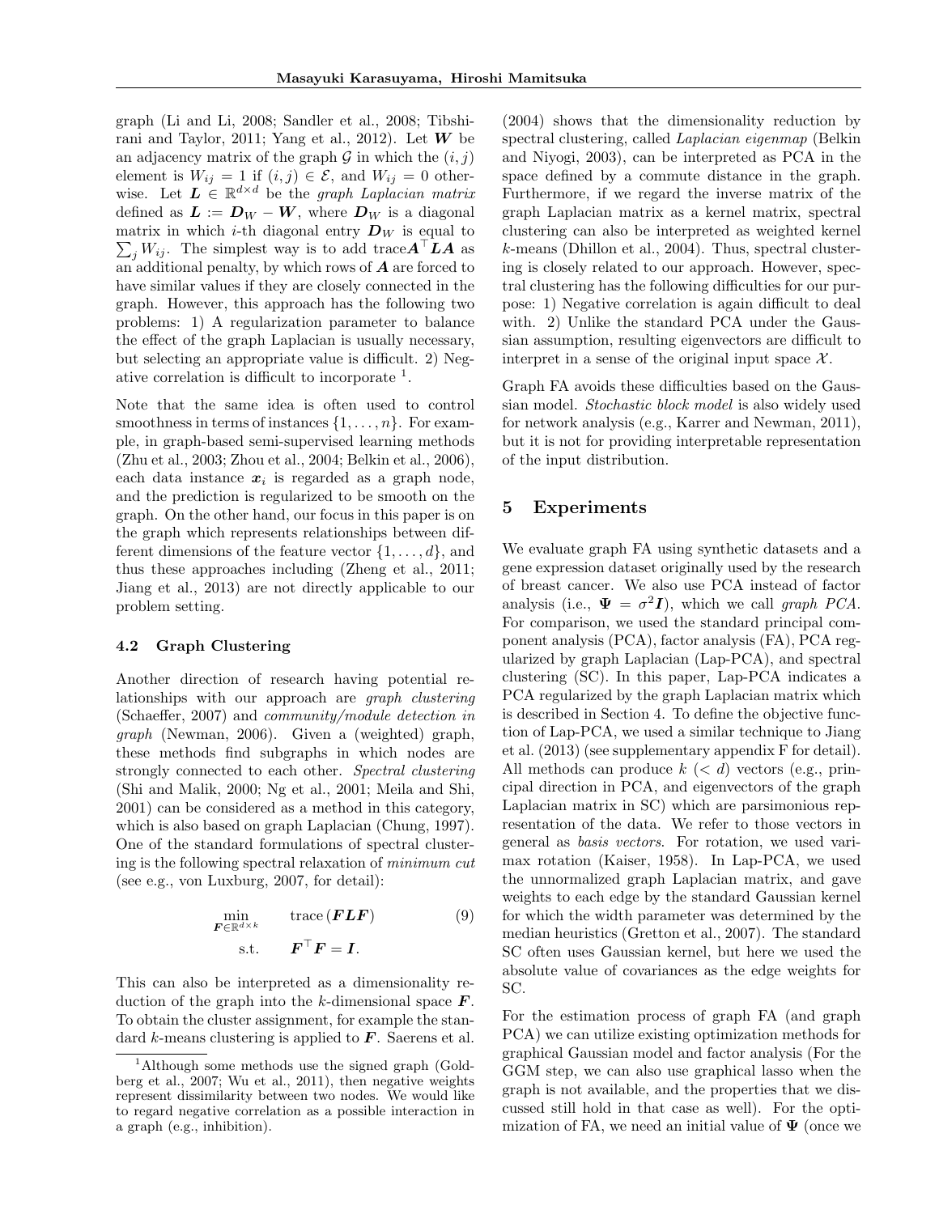graph (Li and Li, 2008; Sandler et al., 2008; Tibshirani and Taylor, 2011; Yang et al., 2012). Let $\boldsymbol{W}$ be an adjacency matrix of the graph $\mathcal{G}$ in which the $(i, j)$ element is $W_{ij} = 1$ if $(i, j) \in \mathcal{E}$, and $W_{ij} = 0$ otherwise. Let $\boldsymbol{L} \in \mathbb{R}^{d \times d}$ be the *graph Laplacian matrix* defined as $\boldsymbol{L} := \boldsymbol{D}_W - \boldsymbol{W}$, where $\boldsymbol{D}_W$ is a diagonal matrix in which $i$-th diagonal entry $\boldsymbol{D}_W$ is equal to $\sum_j W_{ij}$. The simplest way is to add trace$\boldsymbol{A}^\top \boldsymbol{L} \boldsymbol{A}$ as an additional penalty, by which rows of $\boldsymbol{A}$ are forced to have similar values if they are closely connected in the graph. However, this approach has the following two problems: 1) A regularization parameter to balance the effect of the graph Laplacian is usually necessary, but selecting an appropriate value is difficult. 2) Negative correlation is difficult to incorporate [1].

Note that the same idea is often used to control smoothness in terms of instances $\{1, \ldots, n\}$. For example, in graph-based semi-supervised learning methods (Zhu et al., 2003; Zhou et al., 2004; Belkin et al., 2006), each data instance $\boldsymbol{x}_i$ is regarded as a graph node, and the prediction is regularized to be smooth on the graph. On the other hand, our focus in this paper is on the graph which represents relationships between different dimensions of the feature vector $\{1, \ldots, d\}$, and thus these approaches including (Zheng et al., 2011; Jiang et al., 2013) are not directly applicable to our problem setting.

### 4.2 Graph Clustering

Another direction of research having potential relationships with our approach are *graph clustering* (Schaeffer, 2007) and *community/module detection in graph* (Newman, 2006). Given a (weighted) graph, these methods find subgraphs in which nodes are strongly connected to each other. *Spectral clustering* (Shi and Malik, 2000; Ng et al., 2001; Meila and Shi, 2001) can be considered as a method in this category, which is also based on graph Laplacian (Chung, 1997). One of the standard formulations of spectral clustering is the following spectral relaxation of *minimum cut* (see e.g., von Luxburg, 2007, for detail):

$$\min_{\boldsymbol{F} \in \mathbb{R}^{d \times k}} \quad \mathrm{trace}\,(\boldsymbol{F} \boldsymbol{L} \boldsymbol{F}) \qquad \text{s.t.} \quad \boldsymbol{F}^\top \boldsymbol{F} = \boldsymbol{I}. \tag{9}$$

This can also be interpreted as a dimensionality reduction of the graph into the $k$-dimensional space $\boldsymbol{F}$. To obtain the cluster assignment, for example the standard $k$-means clustering is applied to $\boldsymbol{F}$. Saerens et al. (2004) shows that the dimensionality reduction by spectral clustering, called *Laplacian eigenmap* (Belkin and Niyogi, 2003), can be interpreted as PCA in the space defined by a commute distance in the graph. Furthermore, if we regard the inverse matrix of the graph Laplacian matrix as a kernel matrix, spectral clustering can also be interpreted as weighted kernel $k$-means (Dhillon et al., 2004). Thus, spectral clustering is closely related to our approach. However, spectral clustering has the following difficulties for our purpose: 1) Negative correlation is again difficult to deal with. 2) Unlike the standard PCA under the Gaussian assumption, resulting eigenvectors are difficult to interpret in a sense of the original input space $\mathcal{X}$.

Graph FA avoids these difficulties based on the Gaussian model. *Stochastic block model* is also widely used for network analysis (e.g., Karrer and Newman, 2011), but it is not for providing interpretable representation of the input distribution.

## 5 Experiments

We evaluate graph FA using synthetic datasets and a gene expression dataset originally used by the research of breast cancer. We also use PCA instead of factor analysis (i.e., $\boldsymbol{\Psi} = \sigma^2 \boldsymbol{I}$), which we call *graph PCA*. For comparison, we used the standard principal component analysis (PCA), factor analysis (FA), PCA regularized by graph Laplacian (Lap-PCA), and spectral clustering (SC). In this paper, Lap-PCA indicates a PCA regularized by the graph Laplacian matrix which is described in Section 4. To define the objective function of Lap-PCA, we used a similar technique to Jiang et al. (2013) (see supplementary appendix F for detail). All methods can produce $k$ ($< d$) vectors (e.g., principal direction in PCA, and eigenvectors of the graph Laplacian matrix in SC) which are parsimonious representation of the data. We refer to those vectors in general as *basis vectors*. For rotation, we used varimax rotation (Kaiser, 1958). In Lap-PCA, we used the unnormalized graph Laplacian matrix, and gave weights to each edge by the standard Gaussian kernel for which the width parameter was determined by the median heuristics (Gretton et al., 2007). The standard SC often uses Gaussian kernel, but here we used the absolute value of covariances as the edge weights for SC.

For the estimation process of graph FA (and graph PCA) we can utilize existing optimization methods for graphical Gaussian model and factor analysis (For the GGM step, we can also use graphical lasso when the graph is not available, and the properties that we discussed still hold in that case as well). For the optimization of FA, we need an initial value of $\boldsymbol{\Psi}$ (once we

---

[1] Although some methods use the signed graph (Goldberg et al., 2007; Wu et al., 2011), then negative weights represent dissimilarity between two nodes. We would like to regard negative correlation as a possible interaction in a graph (e.g., inhibition).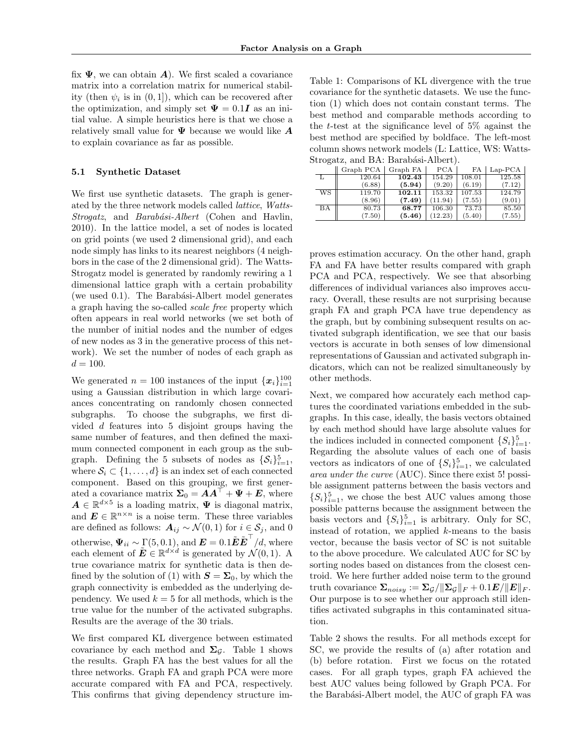fix $\boldsymbol{\Psi}$, we can obtain $\boldsymbol{A}$). We first scaled a covariance matrix into a correlation matrix for numerical stability (then $\psi_i$ is in $(0, 1]$), which can be recovered after the optimization, and simply set $\boldsymbol{\Psi} = 0.1\boldsymbol{I}$ as an initial value. A simple heuristics here is that we chose a relatively small value for $\boldsymbol{\Psi}$ because we would like $\boldsymbol{A}$ to explain covariance as far as possible.

### 5.1 Synthetic Dataset

We first use synthetic datasets. The graph is generated by the three network models called *lattice*, *Watts-Strogatz*, and *Barabási-Albert* (Cohen and Havlin, 2010). In the lattice model, a set of nodes is located on grid points (we used 2 dimensional grid), and each node simply has links to its nearest neighbors (4 neighbors in the case of the 2 dimensional grid). The Watts-Strogatz model is generated by randomly rewiring a 1 dimensional lattice graph with a certain probability (we used 0.1). The Barabási-Albert model generates a graph having the so-called *scale free* property which often appears in real world networks (we set both of the number of initial nodes and the number of edges of new nodes as 3 in the generative process of this network). We set the number of nodes of each graph as $d = 100$.

We generated $n = 100$ instances of the input $\{\boldsymbol{x}_i\}_{i=1}^{100}$ using a Gaussian distribution in which large covariances concentrating on randomly chosen connected subgraphs. To choose the subgraphs, we first divided $d$ features into 5 disjoint groups having the same number of features, and then defined the maximum connected component in each group as the subgraph. Defining the 5 subsets of nodes as $\{\mathcal{S}_i\}_{i=1}^{5}$, where $\mathcal{S}_i \subset \{1, \dots, d\}$ is an index set of each connected component. Based on this grouping, we first generated a covariance matrix $\boldsymbol{\Sigma}_0 = \boldsymbol{A}\boldsymbol{A}^\top + \boldsymbol{\Psi} + \boldsymbol{E}$, where $\boldsymbol{A} \in \mathbb{R}^{d \times 5}$ is a loading matrix, $\boldsymbol{\Psi}$ is diagonal matrix, and $\boldsymbol{E} \in \mathbb{R}^{n \times n}$ is a noise term. These three variables are defined as follows: $\boldsymbol{A}_{ij} \sim \mathcal{N}(0, 1)$ for $i \in \mathcal{S}_j$, and 0 otherwise, $\boldsymbol{\Psi}_{ii} \sim \Gamma(5, 0.1)$, and $\boldsymbol{E} = 0.1\tilde{\boldsymbol{E}}\tilde{\boldsymbol{E}}^\top/d$, where each element of $\tilde{\boldsymbol{E}} \in \mathbb{R}^{d \times d}$ is generated by $\mathcal{N}(0, 1)$. A true covariance matrix for synthetic data is then defined by the solution of (1) with $\boldsymbol{S} = \boldsymbol{\Sigma}_0$, by which the graph connectivity is embedded as the underlying dependency. We used $k = 5$ for all methods, which is the true value for the number of the activated subgraphs. Results are the average of the 30 trials.

We first compared KL divergence between estimated covariance by each method and $\boldsymbol{\Sigma}_{\mathcal{G}}$. Table 1 shows the results. Graph FA has the best values for all the three networks. Graph FA and graph PCA were more accurate compared with FA and PCA, respectively. This confirms that giving dependency structure improves estimation accuracy. On the other hand, graph FA and FA have better results compared with graph PCA and PCA, respectively. We see that absorbing differences of individual variances also improves accuracy. Overall, these results are not surprising because graph FA and graph PCA have true dependency as the graph, but by combining subsequent results on activated subgraph identification, we see that our basis vectors is accurate in both senses of low dimensional representations of Gaussian and activated subgraph indicators, which can not be realized simultaneously by other methods.

Table 1: Comparisons of KL divergence with the true covariance for the synthetic datasets. We use the function (1) which does not contain constant terms. The best method and comparable methods according to the $t$-test at the significance level of 5% against the best method are specified by boldface. The left-most column shows network models (L: Lattice, WS: Watts-Strogatz, and BA: Barabási-Albert).

| | Graph PCA | Graph FA | PCA | FA | Lap-PCA |
|---|---|---|---|---|---|
| L | 120.64 | **102.43** | 154.29 | 108.01 | 125.58 |
| | (6.88) | **(5.94)** | (9.20) | (6.19) | (7.12) |
| WS | 119.70 | **102.11** | 153.32 | 107.53 | 124.79 |
| | (8.96) | **(7.49)** | (11.94) | (7.55) | (9.01) |
| BA | 80.73 | **68.77** | 106.30 | 73.73 | 85.50 |
| | (7.50) | **(5.46)** | (12.23) | (5.40) | (7.55) |

Next, we compared how accurately each method captures the coordinated variations embedded in the subgraphs. In this case, ideally, the basis vectors obtained by each method should have large absolute values for the indices included in connected component $\{S_i\}_{i=1}^{5}$. Regarding the absolute values of each one of basis vectors as indicators of one of $\{S_i\}_{i=1}^{5}$, we calculated *area under the curve* (AUC). Since there exist 5! possible assignment patterns between the basis vectors and $\{S_i\}_{i=1}^{5}$, we chose the best AUC values among those possible patterns because the assignment between the basis vectors and $\{S_i\}_{i=1}^{5}$ is arbitrary. Only for SC, instead of rotation, we applied $k$-means to the basis vector, because the basis vector of SC is not suitable to the above procedure. We calculated AUC for SC by sorting nodes based on distances from the closest centroid. We here further added noise term to the ground truth covariance $\boldsymbol{\Sigma}_{noisy} := \boldsymbol{\Sigma}_{\mathcal{G}}/\|\boldsymbol{\Sigma}_{\mathcal{G}}\|_F + 0.1\boldsymbol{E}/\|\boldsymbol{E}\|_F$. Our purpose is to see whether our approach still identifies activated subgraphs in this contaminated situation.

Table 2 shows the results. For all methods except for SC, we provide the results of (a) after rotation and (b) before rotation. First we focus on the rotated cases. For all graph types, graph FA achieved the best AUC values being followed by Graph PCA. For the Barabási-Albert model, the AUC of graph FA was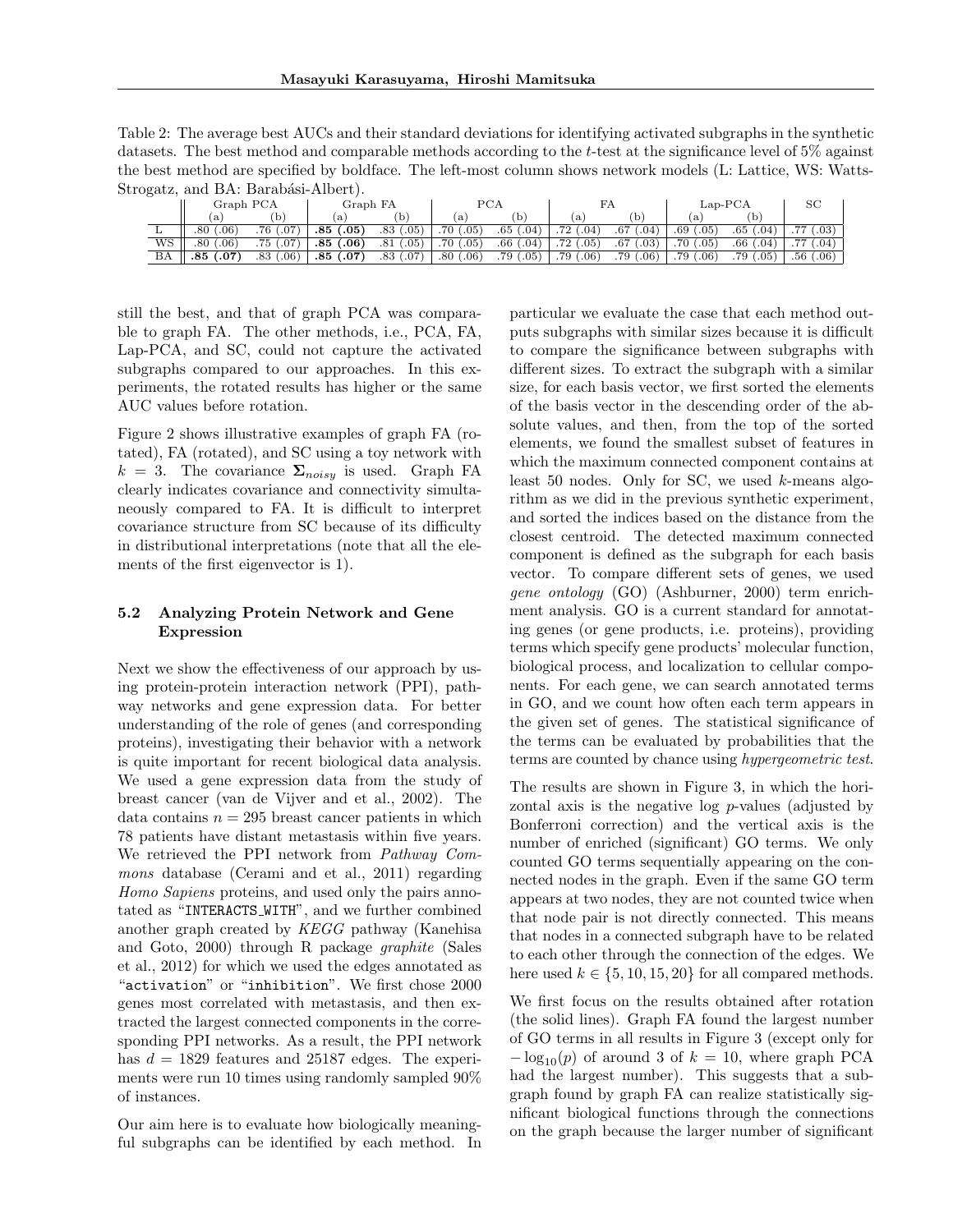Table 2: The average best AUCs and their standard deviations for identifying activated subgraphs in the synthetic datasets. The best method and comparable methods according to the $t$-test at the significance level of 5% against the best method are specified by boldface. The left-most column shows network models (L: Lattice, WS: Watts-Strogatz, and BA: Barabási-Albert).

| | Graph PCA | | Graph FA | | PCA | | FA | | Lap-PCA | | SC |
|---|---|---|---|---|---|---|---|---|---|---|---|
| | (a) | (b) | (a) | (b) | (a) | (b) | (a) | (b) | (a) | (b) | |
| L | .80 (.06) | .76 (.07) | **.85 (.05)** | .83 (.05) | .70 (.05) | .65 (.04) | .72 (.04) | .67 (.04) | .69 (.05) | .65 (.04) | .77 (.03) |
| WS | .80 (.06) | .75 (.07) | **.85 (.06)** | .81 (.05) | .70 (.05) | .66 (.04) | .72 (.05) | .67 (.03) | .70 (.05) | .66 (.04) | .77 (.04) |
| BA | **.85 (.07)** | .83 (.06) | **.85 (.07)** | .83 (.07) | .80 (.06) | .79 (.05) | .79 (.06) | .79 (.06) | .79 (.06) | .79 (.05) | .56 (.06) |

still the best, and that of graph PCA was comparable to graph FA. The other methods, i.e., PCA, FA, Lap-PCA, and SC, could not capture the activated subgraphs compared to our approaches. In this experiments, the rotated results has higher or the same AUC values before rotation.

Figure 2 shows illustrative examples of graph FA (rotated), FA (rotated), and SC using a toy network with $k = 3$. The covariance $\mathbf{\Sigma}_{noisy}$ is used. Graph FA clearly indicates covariance and connectivity simultaneously compared to FA. It is difficult to interpret covariance structure from SC because of its difficulty in distributional interpretations (note that all the elements of the first eigenvector is 1).

### 5.2 Analyzing Protein Network and Gene Expression

Next we show the effectiveness of our approach by using protein-protein interaction network (PPI), pathway networks and gene expression data. For better understanding of the role of genes (and corresponding proteins), investigating their behavior with a network is quite important for recent biological data analysis. We used a gene expression data from the study of breast cancer (van de Vijver and et al., 2002). The data contains $n = 295$ breast cancer patients in which 78 patients have distant metastasis within five years. We retrieved the PPI network from *Pathway Commons* database (Cerami and et al., 2011) regarding *Homo Sapiens* proteins, and used only the pairs annotated as "INTERACTS_WITH", and we further combined another graph created by *KEGG* pathway (Kanehisa and Goto, 2000) through R package *graphite* (Sales et al., 2012) for which we used the edges annotated as "activation" or "inhibition". We first chose 2000 genes most correlated with metastasis, and then extracted the largest connected components in the corresponding PPI networks. As a result, the PPI network has $d = 1829$ features and 25187 edges. The experiments were run 10 times using randomly sampled 90% of instances.

Our aim here is to evaluate how biologically meaningful subgraphs can be identified by each method. In particular we evaluate the case that each method outputs subgraphs with similar sizes because it is difficult to compare the significance between subgraphs with different sizes. To extract the subgraph with a similar size, for each basis vector, we first sorted the elements of the basis vector in the descending order of the absolute values, and then, from the top of the sorted elements, we found the smallest subset of features in which the maximum connected component contains at least 50 nodes. Only for SC, we used $k$-means algorithm as we did in the previous synthetic experiment, and sorted the indices based on the distance from the closest centroid. The detected maximum connected component is defined as the subgraph for each basis vector. To compare different sets of genes, we used *gene ontology* (GO) (Ashburner, 2000) term enrichment analysis. GO is a current standard for annotating genes (or gene products, i.e. proteins), providing terms which specify gene products' molecular function, biological process, and localization to cellular components. For each gene, we can search annotated terms in GO, and we count how often each term appears in the given set of genes. The statistical significance of the terms can be evaluated by probabilities that the terms are counted by chance using *hypergeometric test*.

The results are shown in Figure 3, in which the horizontal axis is the negative log $p$-values (adjusted by Bonferroni correction) and the vertical axis is the number of enriched (significant) GO terms. We only counted GO terms sequentially appearing on the connected nodes in the graph. Even if the same GO term appears at two nodes, they are not counted twice when that node pair is not directly connected. This means that nodes in a connected subgraph have to be related to each other through the connection of the edges. We here used $k \in \{5, 10, 15, 20\}$ for all compared methods.

We first focus on the results obtained after rotation (the solid lines). Graph FA found the largest number of GO terms in all results in Figure 3 (except only for $-\log_{10}(p)$ of around 3 of $k = 10$, where graph PCA had the largest number). This suggests that a subgraph found by graph FA can realize statistically significant biological functions through the connections on the graph because the larger number of significant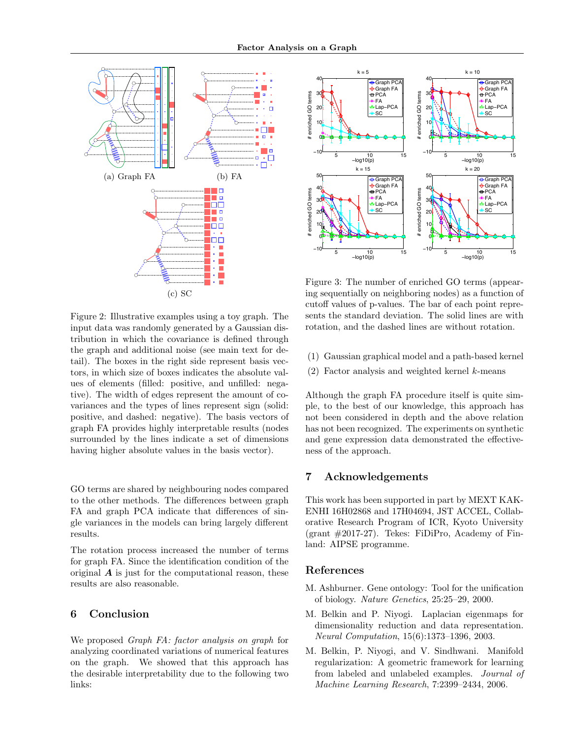(a) Graph FA

(b) FA

(c) SC

Figure 2: Illustrative examples using a toy graph. The input data was randomly generated by a Gaussian distribution in which the covariance is defined through the graph and additional noise (see main text for detail). The boxes in the right side represent basis vectors, in which size of boxes indicates the absolute values of elements (filled: positive, and unfilled: negative). The width of edges represent the amount of covariances and the types of lines represent sign (solid: positive, and dashed: negative). The basis vectors of graph FA provides highly interpretable results (nodes surrounded by the lines indicate a set of dimensions having higher absolute values in the basis vector).

GO terms are shared by neighbouring nodes compared to the other methods. The differences between graph FA and graph PCA indicate that differences of single variances in the models can bring largely different results.

The rotation process increased the number of terms for graph FA. Since the identification condition of the original $\boldsymbol{A}$ is just for the computational reason, these results are also reasonable.

## 6 Conclusion

We proposed *Graph FA: factor analysis on graph* for analyzing coordinated variations of numerical features on the graph. We showed that this approach has the desirable interpretability due to the following two links:

(1) Gaussian graphical model and a path-based kernel

(2) Factor analysis and weighted kernel $k$-means

Although the graph FA procedure itself is quite simple, to the best of our knowledge, this approach has not been considered in depth and the above relation has not been recognized. The experiments on synthetic and gene expression data demonstrated the effectiveness of the approach.

Figure 3: The number of enriched GO terms (appearing sequentially on neighboring nodes) as a function of cutoff values of p-values. The bar of each point represents the standard deviation. The solid lines are with rotation, and the dashed lines are without rotation.

## 7 Acknowledgements

This work has been supported in part by MEXT KAKENHI 16H02868 and 17H04694, JST ACCEL, Collaborative Research Program of ICR, Kyoto University (grant #2017-27). Tekes: FiDiPro, Academy of Finland: AIPSE programme.

## References

M. Ashburner. Gene ontology: Tool for the unification of biology. *Nature Genetics*, 25:25–29, 2000.

M. Belkin and P. Niyogi. Laplacian eigenmaps for dimensionality reduction and data representation. *Neural Computation*, 15(6):1373–1396, 2003.

M. Belkin, P. Niyogi, and V. Sindhwani. Manifold regularization: A geometric framework for learning from labeled and unlabeled examples. *Journal of Machine Learning Research*, 7:2399–2434, 2006.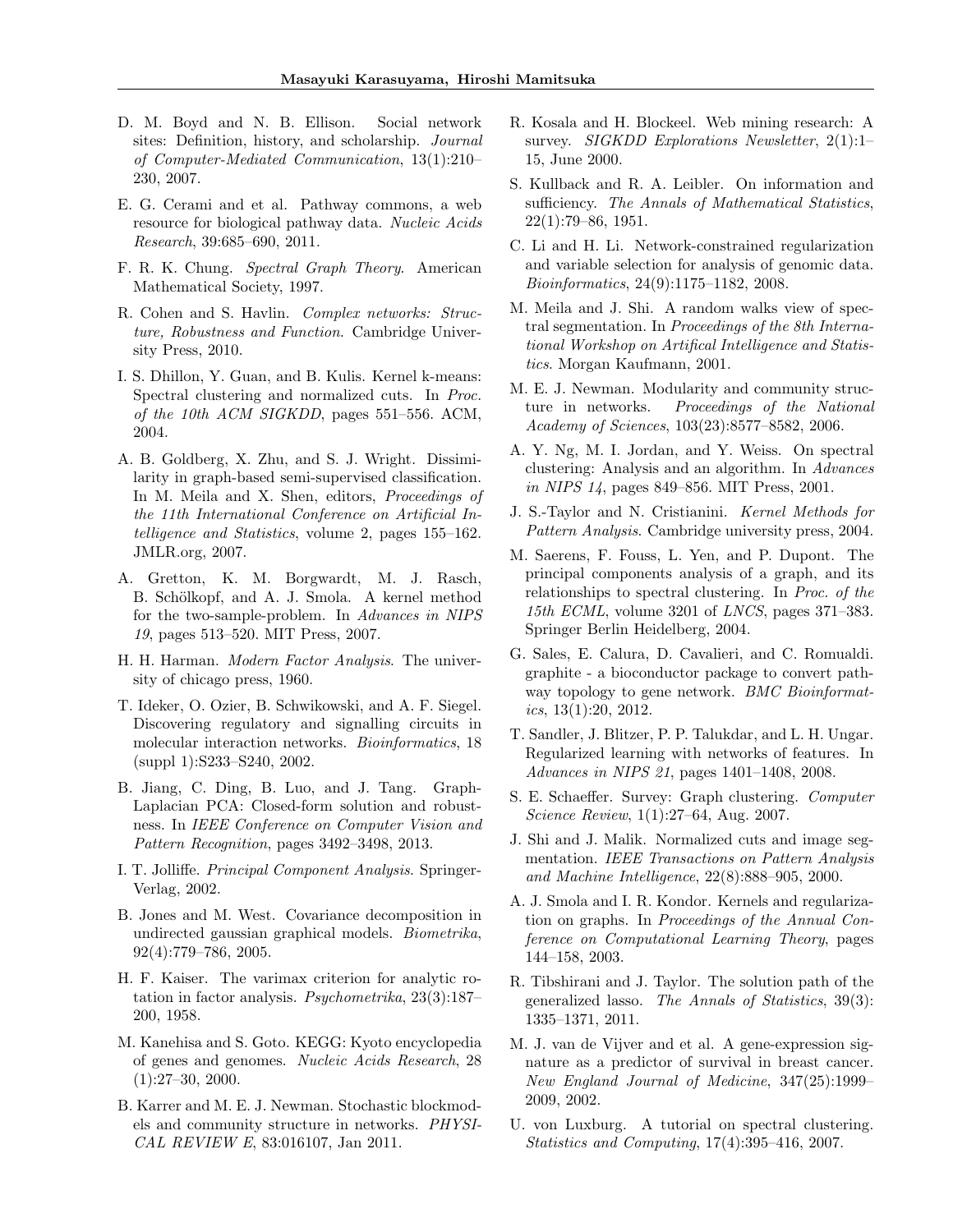D. M. Boyd and N. B. Ellison. Social network sites: Definition, history, and scholarship. *Journal of Computer-Mediated Communication*, 13(1):210–230, 2007.

E. G. Cerami and et al. Pathway commons, a web resource for biological pathway data. *Nucleic Acids Research*, 39:685–690, 2011.

F. R. K. Chung. *Spectral Graph Theory*. American Mathematical Society, 1997.

R. Cohen and S. Havlin. *Complex networks: Structure, Robustness and Function*. Cambridge University Press, 2010.

I. S. Dhillon, Y. Guan, and B. Kulis. Kernel k-means: Spectral clustering and normalized cuts. In *Proc. of the 10th ACM SIGKDD*, pages 551–556. ACM, 2004.

A. B. Goldberg, X. Zhu, and S. J. Wright. Dissimilarity in graph-based semi-supervised classification. In M. Meila and X. Shen, editors, *Proceedings of the 11th International Conference on Artificial Intelligence and Statistics*, volume 2, pages 155–162. JMLR.org, 2007.

A. Gretton, K. M. Borgwardt, M. J. Rasch, B. Schölkopf, and A. J. Smola. A kernel method for the two-sample-problem. In *Advances in NIPS 19*, pages 513–520. MIT Press, 2007.

H. H. Harman. *Modern Factor Analysis*. The university of chicago press, 1960.

T. Ideker, O. Ozier, B. Schwikowski, and A. F. Siegel. Discovering regulatory and signalling circuits in molecular interaction networks. *Bioinformatics*, 18 (suppl 1):S233–S240, 2002.

B. Jiang, C. Ding, B. Luo, and J. Tang. Graph-Laplacian PCA: Closed-form solution and robustness. In *IEEE Conference on Computer Vision and Pattern Recognition*, pages 3492–3498, 2013.

I. T. Jolliffe. *Principal Component Analysis*. Springer-Verlag, 2002.

B. Jones and M. West. Covariance decomposition in undirected gaussian graphical models. *Biometrika*, 92(4):779–786, 2005.

H. F. Kaiser. The varimax criterion for analytic rotation in factor analysis. *Psychometrika*, 23(3):187–200, 1958.

M. Kanehisa and S. Goto. KEGG: Kyoto encyclopedia of genes and genomes. *Nucleic Acids Research*, 28 (1):27–30, 2000.

B. Karrer and M. E. J. Newman. Stochastic blockmodels and community structure in networks. *PHYSICAL REVIEW E*, 83:016107, Jan 2011.

R. Kosala and H. Blockeel. Web mining research: A survey. *SIGKDD Explorations Newsletter*, 2(1):1–15, June 2000.

S. Kullback and R. A. Leibler. On information and sufficiency. *The Annals of Mathematical Statistics*, 22(1):79–86, 1951.

C. Li and H. Li. Network-constrained regularization and variable selection for analysis of genomic data. *Bioinformatics*, 24(9):1175–1182, 2008.

M. Meila and J. Shi. A random walks view of spectral segmentation. In *Proceedings of the 8th International Workshop on Artifical Intelligence and Statistics*. Morgan Kaufmann, 2001.

M. E. J. Newman. Modularity and community structure in networks. *Proceedings of the National Academy of Sciences*, 103(23):8577–8582, 2006.

A. Y. Ng, M. I. Jordan, and Y. Weiss. On spectral clustering: Analysis and an algorithm. In *Advances in NIPS 14*, pages 849–856. MIT Press, 2001.

J. S.-Taylor and N. Cristianini. *Kernel Methods for Pattern Analysis*. Cambridge university press, 2004.

M. Saerens, F. Fouss, L. Yen, and P. Dupont. The principal components analysis of a graph, and its relationships to spectral clustering. In *Proc. of the 15th ECML*, volume 3201 of *LNCS*, pages 371–383. Springer Berlin Heidelberg, 2004.

G. Sales, E. Calura, D. Cavalieri, and C. Romualdi. graphite - a bioconductor package to convert pathway topology to gene network. *BMC Bioinformatics*, 13(1):20, 2012.

T. Sandler, J. Blitzer, P. P. Talukdar, and L. H. Ungar. Regularized learning with networks of features. In *Advances in NIPS 21*, pages 1401–1408, 2008.

S. E. Schaeffer. Survey: Graph clustering. *Computer Science Review*, 1(1):27–64, Aug. 2007.

J. Shi and J. Malik. Normalized cuts and image segmentation. *IEEE Transactions on Pattern Analysis and Machine Intelligence*, 22(8):888–905, 2000.

A. J. Smola and I. R. Kondor. Kernels and regularization on graphs. In *Proceedings of the Annual Conference on Computational Learning Theory*, pages 144–158, 2003.

R. Tibshirani and J. Taylor. The solution path of the generalized lasso. *The Annals of Statistics*, 39(3): 1335–1371, 2011.

M. J. van de Vijver and et al. A gene-expression signature as a predictor of survival in breast cancer. *New England Journal of Medicine*, 347(25):1999–2009, 2002.

U. von Luxburg. A tutorial on spectral clustering. *Statistics and Computing*, 17(4):395–416, 2007.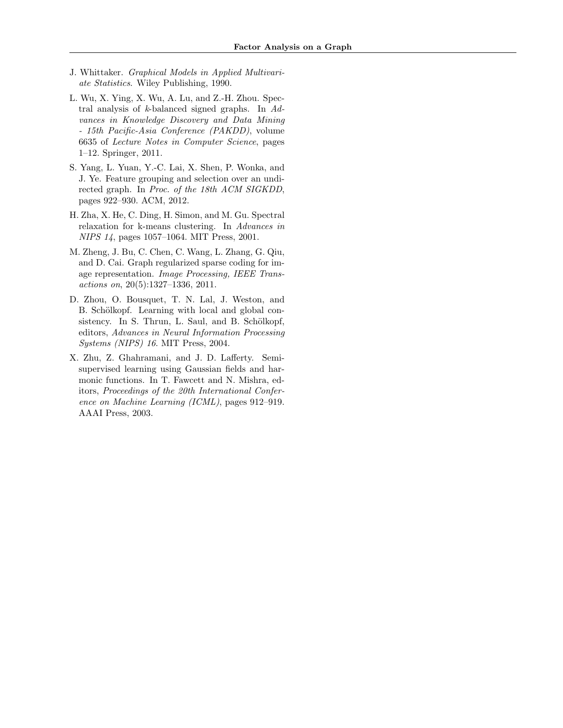J. Whittaker. *Graphical Models in Applied Multivariate Statistics*. Wiley Publishing, 1990.

L. Wu, X. Ying, X. Wu, A. Lu, and Z.-H. Zhou. Spectral analysis of $k$-balanced signed graphs. In *Advances in Knowledge Discovery and Data Mining - 15th Pacific-Asia Conference (PAKDD)*, volume 6635 of *Lecture Notes in Computer Science*, pages 1–12. Springer, 2011.

S. Yang, L. Yuan, Y.-C. Lai, X. Shen, P. Wonka, and J. Ye. Feature grouping and selection over an undirected graph. In *Proc. of the 18th ACM SIGKDD*, pages 922–930. ACM, 2012.

H. Zha, X. He, C. Ding, H. Simon, and M. Gu. Spectral relaxation for k-means clustering. In *Advances in NIPS 14*, pages 1057–1064. MIT Press, 2001.

M. Zheng, J. Bu, C. Chen, C. Wang, L. Zhang, G. Qiu, and D. Cai. Graph regularized sparse coding for image representation. *Image Processing, IEEE Transactions on*, 20(5):1327–1336, 2011.

D. Zhou, O. Bousquet, T. N. Lal, J. Weston, and B. Schölkopf. Learning with local and global consistency. In S. Thrun, L. Saul, and B. Schölkopf, editors, *Advances in Neural Information Processing Systems (NIPS) 16*. MIT Press, 2004.

X. Zhu, Z. Ghahramani, and J. D. Lafferty. Semi-supervised learning using Gaussian fields and harmonic functions. In T. Fawcett and N. Mishra, editors, *Proceedings of the 20th International Conference on Machine Learning (ICML)*, pages 912–919. AAAI Press, 2003.